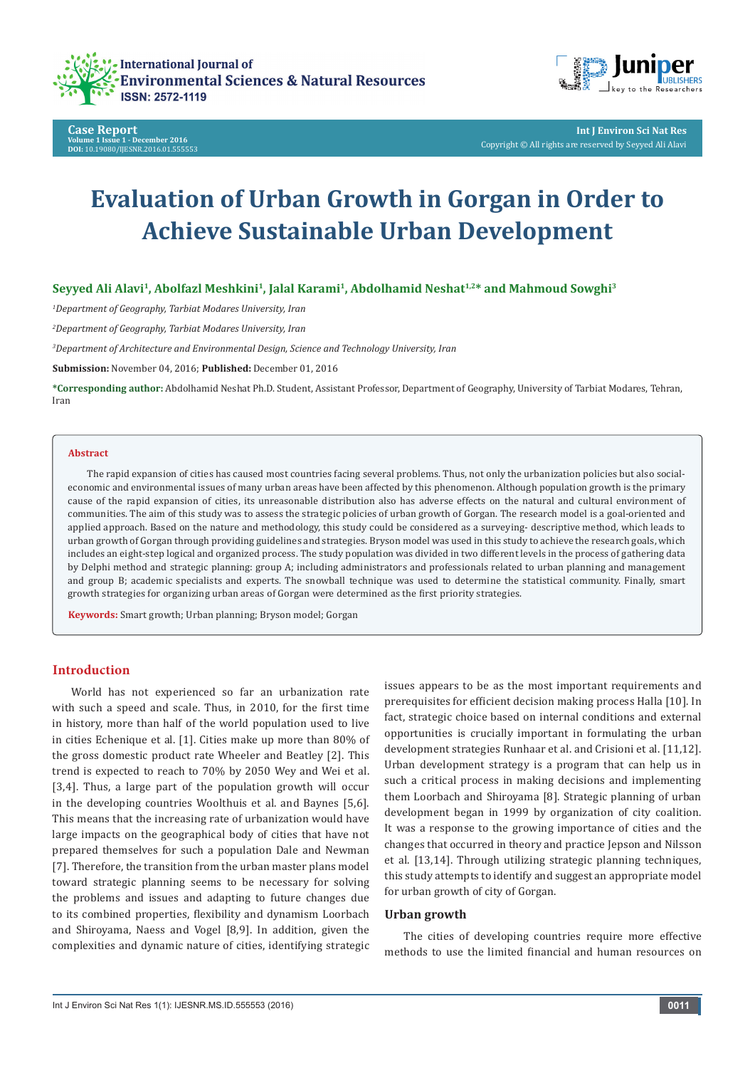Case Report

Volume 1 Issue 1 - December 2016

DOI: 10.19080/IJESNR.2016.01.555553

Copyright © All rights are reserved by Seyyed Ali Alavi

# Evaluation of Urban Growth in Gorgan in Order to Achieve Sustainable Urban Development

**Seyyed Ali Alavi[1], Abolfazl Meshkini[1], Jalal Karami[1], Abdolhamid Neshat[1,2]* and Mahmoud Sowghi[3]**

[1]*Department of Geography, Tarbiat Modares University, Iran*

[2]*Department of Geography, Tarbiat Modares University, Iran*

[3]*Department of Architecture and Environmental Design, Science and Technology University, Iran*

**Submission:** November 04, 2016; **Published:** December 01, 2016

***Corresponding author:** Abdolhamid Neshat Ph.D. Student, Assistant Professor, Department of Geography, University of Tarbiat Modares, Tehran, Iran

**Abstract**

The rapid expansion of cities has caused most countries facing several problems. Thus, not only the urbanization policies but also social-economic and environmental issues of many urban areas have been affected by this phenomenon. Although population growth is the primary cause of the rapid expansion of cities, its unreasonable distribution also has adverse effects on the natural and cultural environment of communities. The aim of this study was to assess the strategic policies of urban growth of Gorgan. The research model is a goal-oriented and applied approach. Based on the nature and methodology, this study could be considered as a surveying- descriptive method, which leads to urban growth of Gorgan through providing guidelines and strategies. Bryson model was used in this study to achieve the research goals, which includes an eight-step logical and organized process. The study population was divided in two different levels in the process of gathering data by Delphi method and strategic planning: group A; including administrators and professionals related to urban planning and management and group B; academic specialists and experts. The snowball technique was used to determine the statistical community. Finally, smart growth strategies for organizing urban areas of Gorgan were determined as the first priority strategies.

**Keywords:** Smart growth; Urban planning; Bryson model; Gorgan

## Introduction

World has not experienced so far an urbanization rate with such a speed and scale. Thus, in 2010, for the first time in history, more than half of the world population used to live in cities Echenique et al. [1]. Cities make up more than 80% of the gross domestic product rate Wheeler and Beatley [2]. This trend is expected to reach to 70% by 2050 Wey and Wei et al. [3,4]. Thus, a large part of the population growth will occur in the developing countries Woolthuis et al. and Baynes [5,6]. This means that the increasing rate of urbanization would have large impacts on the geographical body of cities that have not prepared themselves for such a population Dale and Newman [7]. Therefore, the transition from the urban master plans model toward strategic planning seems to be necessary for solving the problems and issues and adapting to future changes due to its combined properties, flexibility and dynamism Loorbach and Shiroyama, Naess and Vogel [8,9]. In addition, given the complexities and dynamic nature of cities, identifying strategic issues appears to be as the most important requirements and prerequisites for efficient decision making process Halla [10]. In fact, strategic choice based on internal conditions and external opportunities is crucially important in formulating the urban development strategies Runhaar et al. and Crisioni et al. [11,12]. Urban development strategy is a program that can help us in such a critical process in making decisions and implementing them Loorbach and Shiroyama [8]. Strategic planning of urban development began in 1999 by organization of city coalition. It was a response to the growing importance of cities and the changes that occurred in theory and practice Jepson and Nilsson et al. [13,14]. Through utilizing strategic planning techniques, this study attempts to identify and suggest an appropriate model for urban growth of city of Gorgan.

### Urban growth

The cities of developing countries require more effective methods to use the limited financial and human resources on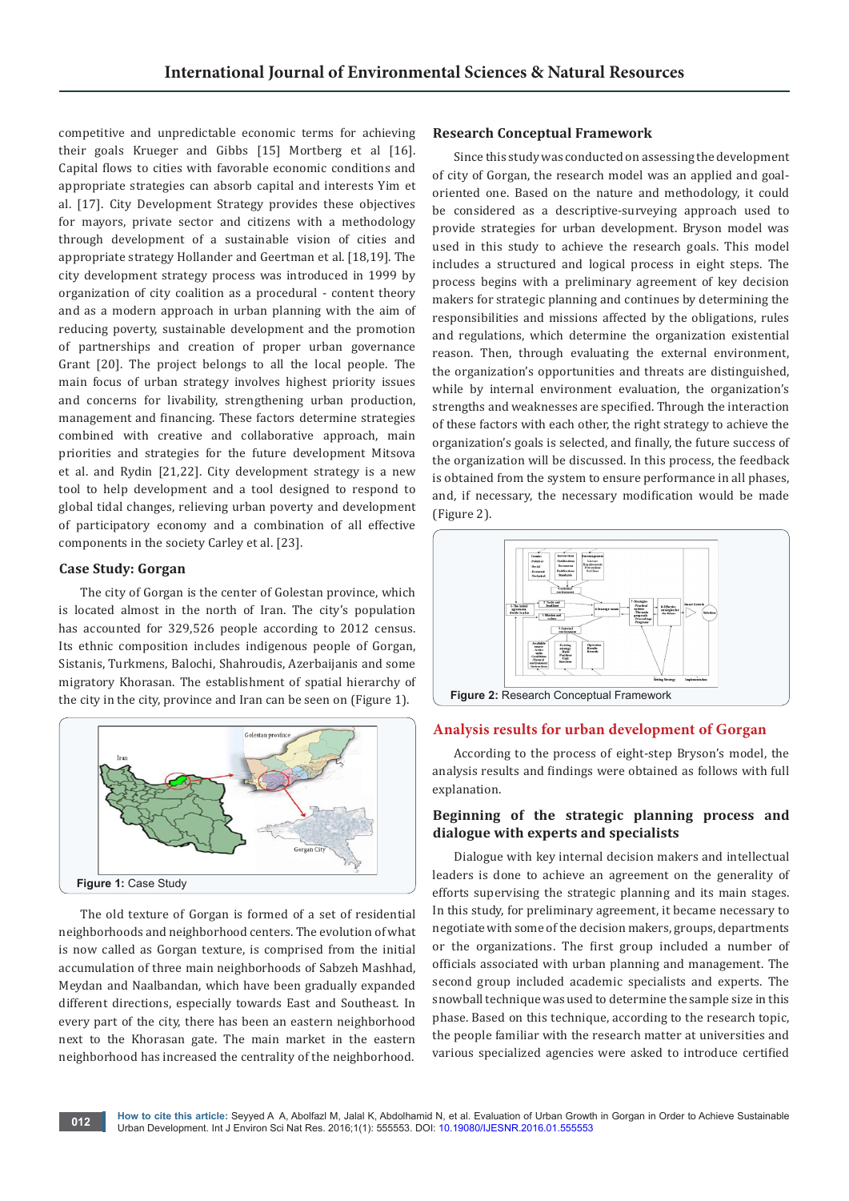competitive and unpredictable economic terms for achieving their goals Krueger and Gibbs [15] Mortberg et al [16]. Capital flows to cities with favorable economic conditions and appropriate strategies can absorb capital and interests Yim et al. [17]. City Development Strategy provides these objectives for mayors, private sector and citizens with a methodology through development of a sustainable vision of cities and appropriate strategy Hollander and Geertman et al. [18,19]. The city development strategy process was introduced in 1999 by organization of city coalition as a procedural - content theory and as a modern approach in urban planning with the aim of reducing poverty, sustainable development and the promotion of partnerships and creation of proper urban governance Grant [20]. The project belongs to all the local people. The main focus of urban strategy involves highest priority issues and concerns for livability, strengthening urban production, management and financing. These factors determine strategies combined with creative and collaborative approach, main priorities and strategies for the future development Mitsova et al. and Rydin [21,22]. City development strategy is a new tool to help development and a tool designed to respond to global tidal changes, relieving urban poverty and development of participatory economy and a combination of all effective components in the society Carley et al. [23].

## Case Study: Gorgan

The city of Gorgan is the center of Golestan province, which is located almost in the north of Iran. The city's population has accounted for 329,526 people according to 2012 census. Its ethnic composition includes indigenous people of Gorgan, Sistanis, Turkmens, Balochi, Shahroudis, Azerbaijanis and some migratory Khorasan. The establishment of spatial hierarchy of the city in the city, province and Iran can be seen on (Figure 1).

**Figure 1:** Case Study

The old texture of Gorgan is formed of a set of residential neighborhoods and neighborhood centers. The evolution of what is now called as Gorgan texture, is comprised from the initial accumulation of three main neighborhoods of Sabzeh Mashhad, Meydan and Naalbandan, which have been gradually expanded different directions, especially towards East and Southeast. In every part of the city, there has been an eastern neighborhood next to the Khorasan gate. The main market in the eastern neighborhood has increased the centrality of the neighborhood.

## Research Conceptual Framework

Since this study was conducted on assessing the development of city of Gorgan, the research model was an applied and goal-oriented one. Based on the nature and methodology, it could be considered as a descriptive-surveying approach used to provide strategies for urban development. Bryson model was used in this study to achieve the research goals. This model includes a structured and logical process in eight steps. The process begins with a preliminary agreement of key decision makers for strategic planning and continues by determining the responsibilities and missions affected by the obligations, rules and regulations, which determine the organization existential reason. Then, through evaluating the external environment, the organization's opportunities and threats are distinguished, while by internal environment evaluation, the organization's strengths and weaknesses are specified. Through the interaction of these factors with each other, the right strategy to achieve the organization's goals is selected, and finally, the future success of the organization will be discussed. In this process, the feedback is obtained from the system to ensure performance in all phases, and, if necessary, the necessary modification would be made (Figure 2).

**Figure 2:** Research Conceptual Framework

## Analysis results for urban development of Gorgan

According to the process of eight-step Bryson's model, the analysis results and findings were obtained as follows with full explanation.

### Beginning of the strategic planning process and dialogue with experts and specialists

Dialogue with key internal decision makers and intellectual leaders is done to achieve an agreement on the generality of efforts supervising the strategic planning and its main stages. In this study, for preliminary agreement, it became necessary to negotiate with some of the decision makers, groups, departments or the organizations. The first group included a number of officials associated with urban planning and management. The second group included academic specialists and experts. The snowball technique was used to determine the sample size in this phase. Based on this technique, according to the research topic, the people familiar with the research matter at universities and various specialized agencies were asked to introduce certified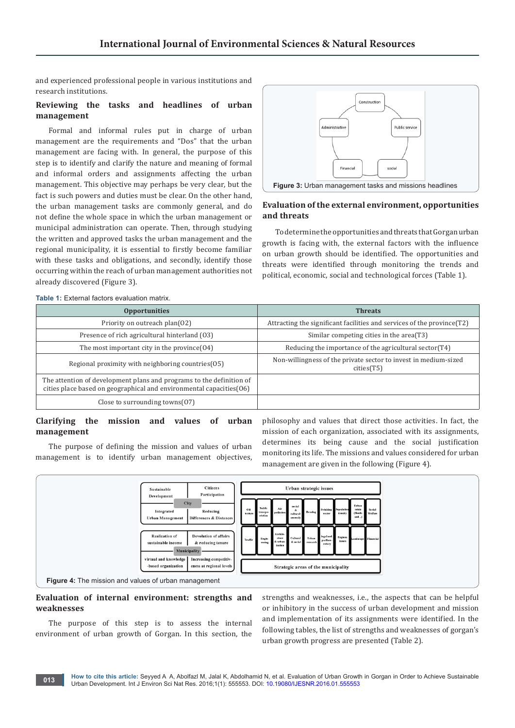and experienced professional people in various institutions and research institutions.

## Reviewing the tasks and headlines of urban management

Formal and informal rules put in charge of urban management are the requirements and "Dos" that the urban management are facing with. In general, the purpose of this step is to identify and clarify the nature and meaning of formal and informal orders and assignments affecting the urban management. This objective may perhaps be very clear, but the fact is such powers and duties must be clear. On the other hand, the urban management tasks are commonly general, and do not define the whole space in which the urban management or municipal administration can operate. Then, through studying the written and approved tasks the urban management and the regional municipality, it is essential to firstly become familiar with these tasks and obligations, and secondly, identify those occurring within the reach of urban management authorities not already discovered (Figure 3).

**Figure 3:** Urban management tasks and missions headlines

## Evaluation of the external environment, opportunities and threats

To determine the opportunities and threats that Gorgan urban growth is facing with, the external factors with the influence on urban growth should be identified. The opportunities and threats were identified through monitoring the trends and political, economic, social and technological forces (Table 1).

**Table 1:** External factors evaluation matrix.

| Opportunities | Threats |
|---|---|
| Priority on outreach plan(O2) | Attracting the significant facilities and services of the province(T2) |
| Presence of rich agricultural hinterland (O3) | Similar competing cities in the area(T3) |
| The most important city in the province(O4) | Reducing the importance of the agricultural sector(T4) |
| Regional proximity with neighboring countries(O5) | Non-willingness of the private sector to invest in medium-sized cities(T5) |
| The attention of development plans and programs to the definition of cities place based on geographical and environmental capacities(O6) | |
| Close to surrounding towns(O7) | |

## Clarifying the mission and values of urban management

The purpose of defining the mission and values of urban management is to identify urban management objectives, philosophy and values that direct those activities. In fact, the mission of each organization, associated with its assignments, determines its being cause and the social justification monitoring its life. The missions and values considered for urban management are given in the following (Figure 4).

**Figure 4:** The mission and values of urban management

## Evaluation of internal environment: strengths and weaknesses

The purpose of this step is to assess the internal environment of urban growth of Gorgan. In this section, the strengths and weaknesses, i.e., the aspects that can be helpful or inhibitory in the success of urban development and mission and implementation of its assignments were identified. In the following tables, the list of strengths and weaknesses of gorgan's urban growth progress are presented (Table 2).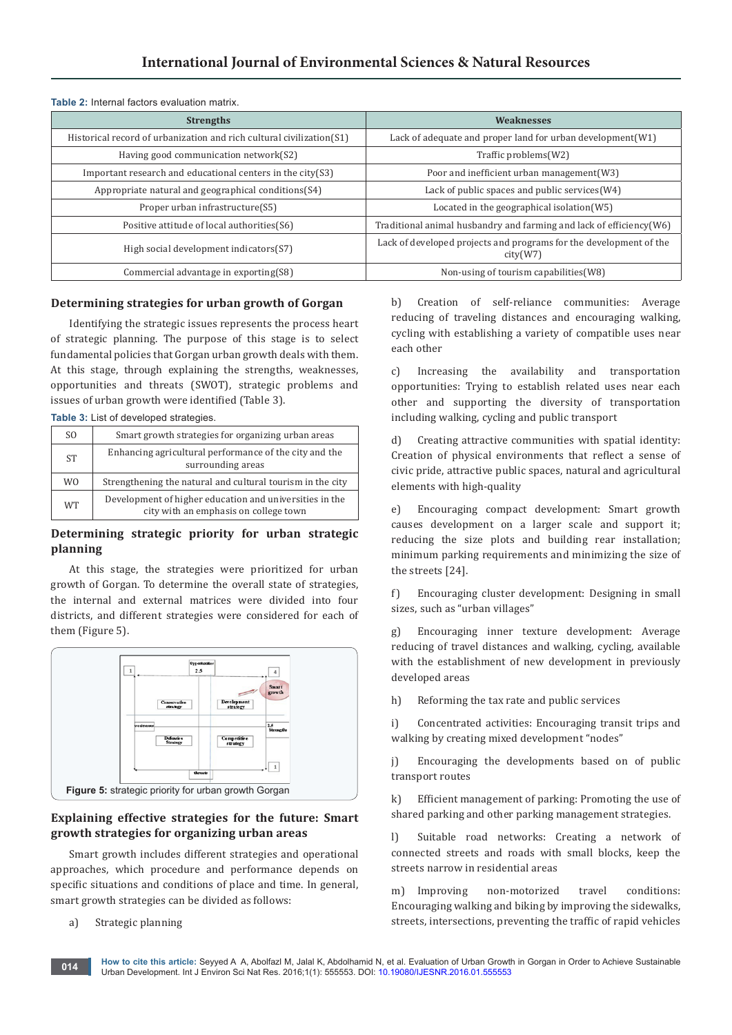**Table 2:** Internal factors evaluation matrix.

| Strengths | Weaknesses |
|---|---|
| Historical record of urbanization and rich cultural civilization(S1) | Lack of adequate and proper land for urban development(W1) |
| Having good communication network(S2) | Traffic problems(W2) |
| Important research and educational centers in the city(S3) | Poor and inefficient urban management(W3) |
| Appropriate natural and geographical conditions(S4) | Lack of public spaces and public services(W4) |
| Proper urban infrastructure(S5) | Located in the geographical isolation(W5) |
| Positive attitude of local authorities(S6) | Traditional animal husbandry and farming and lack of efficiency(W6) |
| High social development indicators(S7) | Lack of developed projects and programs for the development of the city(W7) |
| Commercial advantage in exporting(S8) | Non-using of tourism capabilities(W8) |

## Determining strategies for urban growth of Gorgan

Identifying the strategic issues represents the process heart of strategic planning. The purpose of this stage is to select fundamental policies that Gorgan urban growth deals with them. At this stage, through explaining the strengths, weaknesses, opportunities and threats (SWOT), strategic problems and issues of urban growth were identified (Table 3).

**Table 3:** List of developed strategies.

| | |
|---|---|
| SO | Smart growth strategies for organizing urban areas |
| ST | Enhancing agricultural performance of the city and the surrounding areas |
| WO | Strengthening the natural and cultural tourism in the city |
| WT | Development of higher education and universities in the city with an emphasis on college town |

## Determining strategic priority for urban strategic planning

At this stage, the strategies were prioritized for urban growth of Gorgan. To determine the overall state of strategies, the internal and external matrices were divided into four districts, and different strategies were considered for each of them (Figure 5).

**Figure 5:** strategic priority for urban growth Gorgan

## Explaining effective strategies for the future: Smart growth strategies for organizing urban areas

Smart growth includes different strategies and operational approaches, which procedure and performance depends on specific situations and conditions of place and time. In general, smart growth strategies can be divided as follows:

a) Strategic planning

b) Creation of self-reliance communities: Average reducing of traveling distances and encouraging walking, cycling with establishing a variety of compatible uses near each other

c) Increasing the availability and transportation opportunities: Trying to establish related uses near each other and supporting the diversity of transportation including walking, cycling and public transport

d) Creating attractive communities with spatial identity: Creation of physical environments that reflect a sense of civic pride, attractive public spaces, natural and agricultural elements with high-quality

e) Encouraging compact development: Smart growth causes development on a larger scale and support it; reducing the size plots and building rear installation; minimum parking requirements and minimizing the size of the streets [24].

f) Encouraging cluster development: Designing in small sizes, such as "urban villages"

g) Encouraging inner texture development: Average reducing of travel distances and walking, cycling, available with the establishment of new development in previously developed areas

h) Reforming the tax rate and public services

i) Concentrated activities: Encouraging transit trips and walking by creating mixed development "nodes"

j) Encouraging the developments based on of public transport routes

k) Efficient management of parking: Promoting the use of shared parking and other parking management strategies.

l) Suitable road networks: Creating a network of connected streets and roads with small blocks, keep the streets narrow in residential areas

m) Improving non-motorized travel conditions: Encouraging walking and biking by improving the sidewalks, streets, intersections, preventing the traffic of rapid vehicles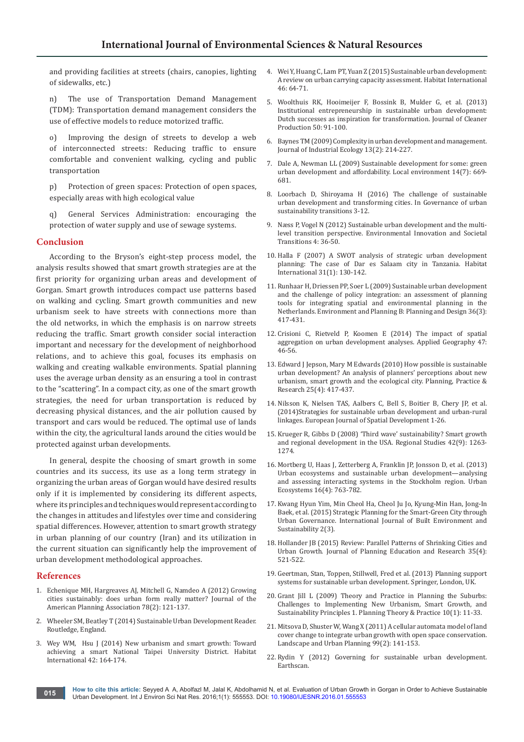and providing facilities at streets (chairs, canopies, lighting of sidewalks, etc.)

n) The use of Transportation Demand Management (TDM): Transportation demand management considers the use of effective models to reduce motorized traffic.

o) Improving the design of streets to develop a web of interconnected streets: Reducing traffic to ensure comfortable and convenient walking, cycling and public transportation

p) Protection of green spaces: Protection of open spaces, especially areas with high ecological value

q) General Services Administration: encouraging the protection of water supply and use of sewage systems.

## Conclusion

According to the Bryson's eight-step process model, the analysis results showed that smart growth strategies are at the first priority for organizing urban areas and development of Gorgan. Smart growth introduces compact use patterns based on walking and cycling. Smart growth communities and new urbanism seek to have streets with connections more than the old networks, in which the emphasis is on narrow streets reducing the traffic. Smart growth consider social interaction important and necessary for the development of neighborhood relations, and to achieve this goal, focuses its emphasis on walking and creating walkable environments. Spatial planning uses the average urban density as an ensuring a tool in contrast to the "scattering". In a compact city, as one of the smart growth strategies, the need for urban transportation is reduced by decreasing physical distances, and the air pollution caused by transport and cars would be reduced. The optimal use of lands within the city, the agricultural lands around the cities would be protected against urban developments.

In general, despite the choosing of smart growth in some countries and its success, its use as a long term strategy in organizing the urban areas of Gorgan would have desired results only if it is implemented by considering its different aspects, where its principles and techniques would represent according to the changes in attitudes and lifestyles over time and considering spatial differences. However, attention to smart growth strategy in urban planning of our country (Iran) and its utilization in the current situation can significantly help the improvement of urban development methodological approaches.

## References

1. Echenique MH, Hargreaves AJ, Mitchell G, Namdeo A (2012) Growing cities sustainably: does urban form really matter? Journal of the American Planning Association 78(2): 121-137.
2. Wheeler SM, Beatley T (2014) Sustainable Urban Development Reader. Routledge, England.
3. Wey WM, Hsu J (2014) New urbanism and smart growth: Toward achieving a smart National Taipei University District. Habitat International 42: 164-174.
4. Wei Y, Huang C, Lam PT, Yuan Z (2015) Sustainable urban development: A review on urban carrying capacity assessment. Habitat International 46: 64-71.
5. Woolthuis RK, Hooimeijer F, Bossink B, Mulder G, et al. (2013) Institutional entrepreneurship in sustainable urban development: Dutch successes as inspiration for transformation. Journal of Cleaner Production 50: 91-100.
6. Baynes TM (2009) Complexity in urban development and management. Journal of Industrial Ecology 13(2): 214-227.
7. Dale A, Newman LL (2009) Sustainable development for some: green urban development and affordability. Local environment 14(7): 669-681.
8. Loorbach D, Shiroyama H (2016) The challenge of sustainable urban development and transforming cities. In Governance of urban sustainability transitions 3-12.
9. Næss P, Vogel N (2012) Sustainable urban development and the multi-level transition perspective. Environmental Innovation and Societal Transitions 4: 36-50.
10. Halla F (2007) A SWOT analysis of strategic urban development planning: The case of Dar es Salaam city in Tanzania. Habitat International 31(1): 130-142.
11. Runhaar H, Driessen PP, Soer L (2009) Sustainable urban development and the challenge of policy integration: an assessment of planning tools for integrating spatial and environmental planning in the Netherlands. Environment and Planning B: Planning and Design 36(3): 417-431.
12. Crisioni C, Rietveld P, Koomen E (2014) The impact of spatial aggregation on urban development analyses. Applied Geography 47: 46-56.
13. Edward J Jepson, Mary M Edwards (2010) How possible is sustainable urban development? An analysis of planners' perceptions about new urbanism, smart growth and the ecological city. Planning, Practice & Research 25(4): 417-437.
14. Nilsson K, Nielsen TAS, Aalbers C, Bell S, Boitier B, Chery JP, et al. (2014)Strategies for sustainable urban development and urban-rural linkages. European Journal of Spatial Development 1-26.
15. Krueger R, Gibbs D (2008) 'Third wave' sustainability? Smart growth and regional development in the USA. Regional Studies 42(9): 1263-1274.
16. Mortberg U, Haas J, Zetterberg A, Franklin JP, Jonsson D, et al. (2013) Urban ecosystems and sustainable urban development—analysing and assessing interacting systems in the Stockholm region. Urban Ecosystems 16(4): 763-782.
17. Kwang Hyun Yim, Min Cheol Ha, Cheol Ju Jo, Kyung-Min Han, Jong-In Baek, et al. (2015) Strategic Planning for the Smart-Green City through Urban Governance. International Journal of Built Environment and Sustainability 2(3).
18. Hollander JB (2015) Review: Parallel Patterns of Shrinking Cities and Urban Growth. Journal of Planning Education and Research 35(4): 521-522.
19. Geertman, Stan, Toppen, Stillwell, Fred et al. (2013) Planning support systems for sustainable urban development. Springer, London, UK.
20. Grant Jill L (2009) Theory and Practice in Planning the Suburbs: Challenges to Implementing New Urbanism, Smart Growth, and Sustainability Principles 1. Planning Theory & Practice 10(1): 11-33.
21. Mitsova D, Shuster W, Wang X (2011) A cellular automata model of land cover change to integrate urban growth with open space conservation. Landscape and Urban Planning 99(2): 141-153.
22. Rydin Y (2012) Governing for sustainable urban development. Earthscan.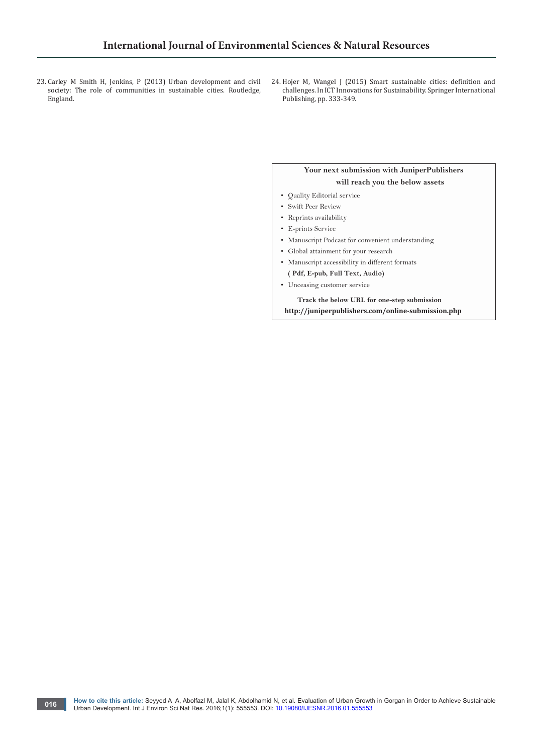23. Carley M Smith H, Jenkins, P (2013) Urban development and civil society: The role of communities in sustainable cities. Routledge, England.

24. Hojer M, Wangel J (2015) Smart sustainable cities: definition and challenges. In ICT Innovations for Sustainability. Springer International Publishing, pp. 333-349.

**Your next submission with JuniperPublishers will reach you the below assets**

- Quality Editorial service
- Swift Peer Review
- Reprints availability
- E-prints Service
- Manuscript Podcast for convenient understanding
- Global attainment for your research
- Manuscript accessibility in different formats
  **( Pdf, E-pub, Full Text, Audio)**
- Unceasing customer service

**Track the below URL for one-step submission**
**http://juniperpublishers.com/online-submission.php**

**How to cite this article:** Seyyed A A, Abolfazl M, Jalal K, Abdolhamid N, et al. Evaluation of Urban Growth in Gorgan in Order to Achieve Sustainable Urban Development. Int J Environ Sci Nat Res. 2016;1(1): 555553. DOI: 10.19080/IJESNR.2016.01.555553